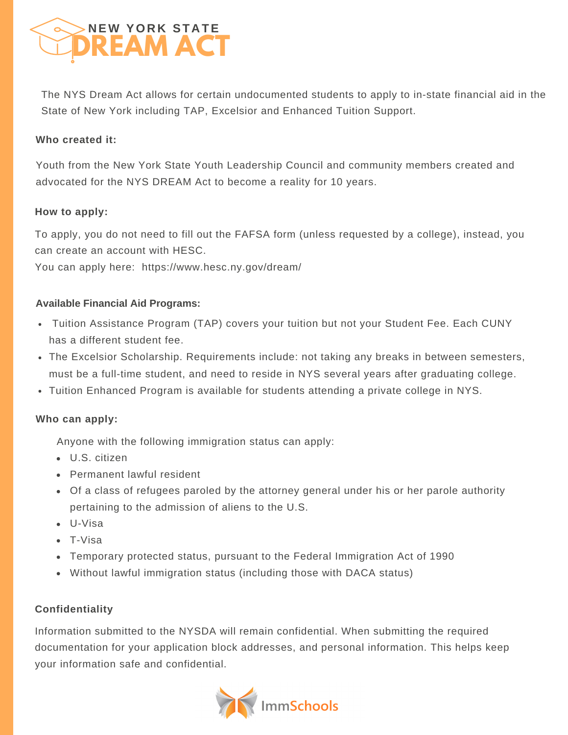# NEW YORK STATE DREAM ACT

The NYS Dream Act allows for certain undocumented students to apply to in-state financial aid in the State of New York including TAP, Excelsior and Enhanced Tuition Support.

**Who created it:**

Youth from the New York State Youth Leadership Council and community members created and advocated for the NYS DREAM Act to become a reality for 10 years.

**How to apply:**

To apply, you do not need to fill out the FAFSA form (unless requested by a college), instead, you can create an account with HESC.
You can apply here: https://www.hesc.ny.gov/dream/

**Available Financial Aid Programs:**

- Tuition Assistance Program (TAP) covers your tuition but not your Student Fee. Each CUNY has a different student fee.
- The Excelsior Scholarship. Requirements include: not taking any breaks in between semesters, must be a full-time student, and need to reside in NYS several years after graduating college.
- Tuition Enhanced Program is available for students attending a private college in NYS.

**Who can apply:**

Anyone with the following immigration status can apply:

- U.S. citizen
- Permanent lawful resident
- Of a class of refugees paroled by the attorney general under his or her parole authority pertaining to the admission of aliens to the U.S.
- U-Visa
- T-Visa
- Temporary protected status, pursuant to the Federal Immigration Act of 1990
- Without lawful immigration status (including those with DACA status)

**Confidentiality**

Information submitted to the NYSDA will remain confidential. When submitting the required documentation for your application block addresses, and personal information. This helps keep your information safe and confidential.

ImmSchools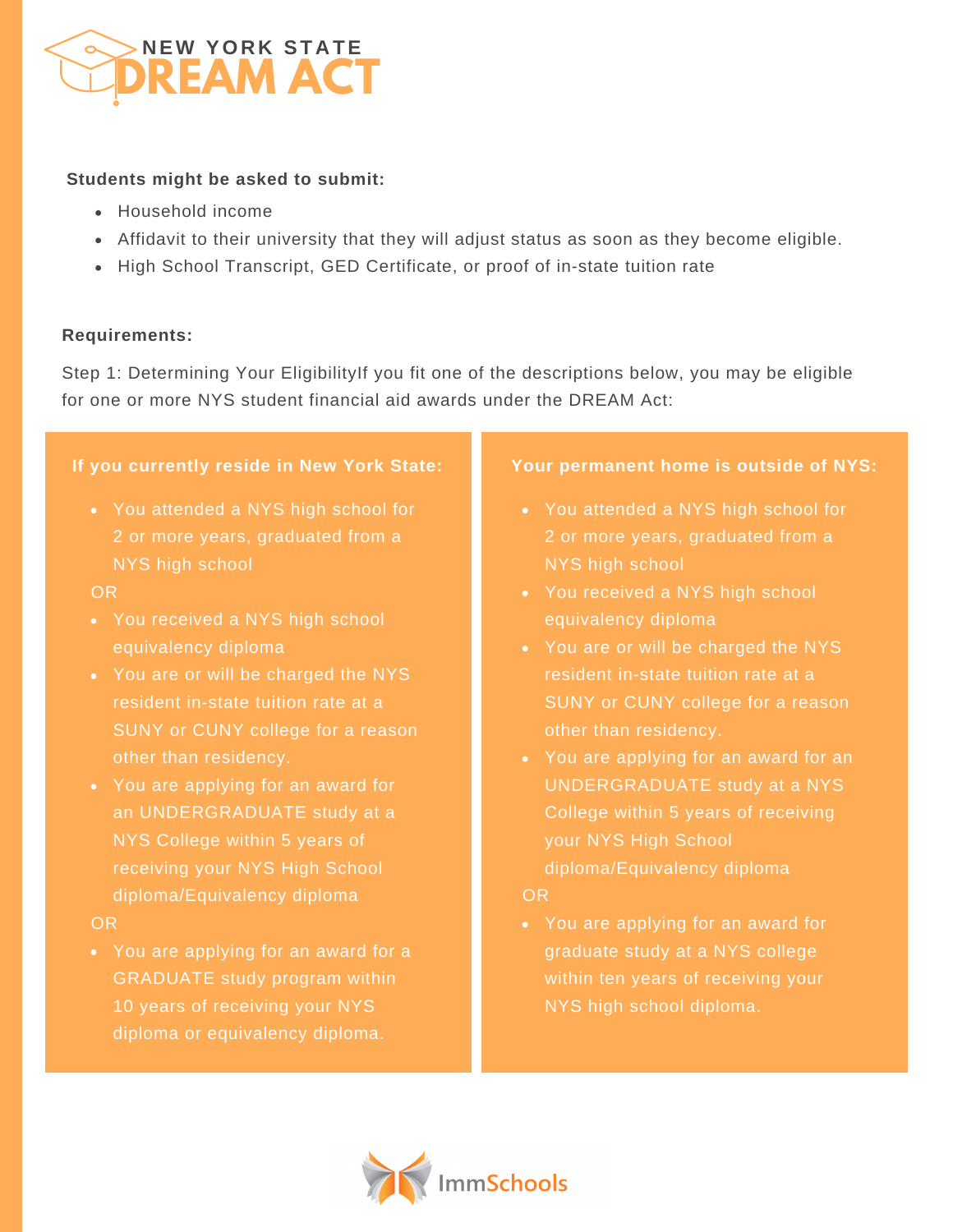# NEW YORK STATE DREAM ACT

**Students might be asked to submit:**

- Household income
- Affidavit to their university that they will adjust status as soon as they become eligible.
- High School Transcript, GED Certificate, or proof of in-state tuition rate

**Requirements:**

Step 1: Determining Your EligibilityIf you fit one of the descriptions below, you may be eligible for one or more NYS student financial aid awards under the DREAM Act:

**If you currently reside in New York State:**

- You attended a NYS high school for 2 or more years, graduated from a NYS high school

OR

- You received a NYS high school equivalency diploma
- You are or will be charged the NYS resident in-state tuition rate at a SUNY or CUNY college for a reason other than residency.
- You are applying for an award for an UNDERGRADUATE study at a NYS College within 5 years of receiving your NYS High School diploma/Equivalency diploma

OR

- You are applying for an award for a GRADUATE study program within 10 years of receiving your NYS diploma or equivalency diploma.

**Your permanent home is outside of NYS:**

- You attended a NYS high school for 2 or more years, graduated from a NYS high school
- You received a NYS high school equivalency diploma
- You are or will be charged the NYS resident in-state tuition rate at a SUNY or CUNY college for a reason other than residency.
- You are applying for an award for an UNDERGRADUATE study at a NYS College within 5 years of receiving your NYS High School diploma/Equivalency diploma

OR

- You are applying for an award for graduate study at a NYS college within ten years of receiving your NYS high school diploma.

ImmSchools